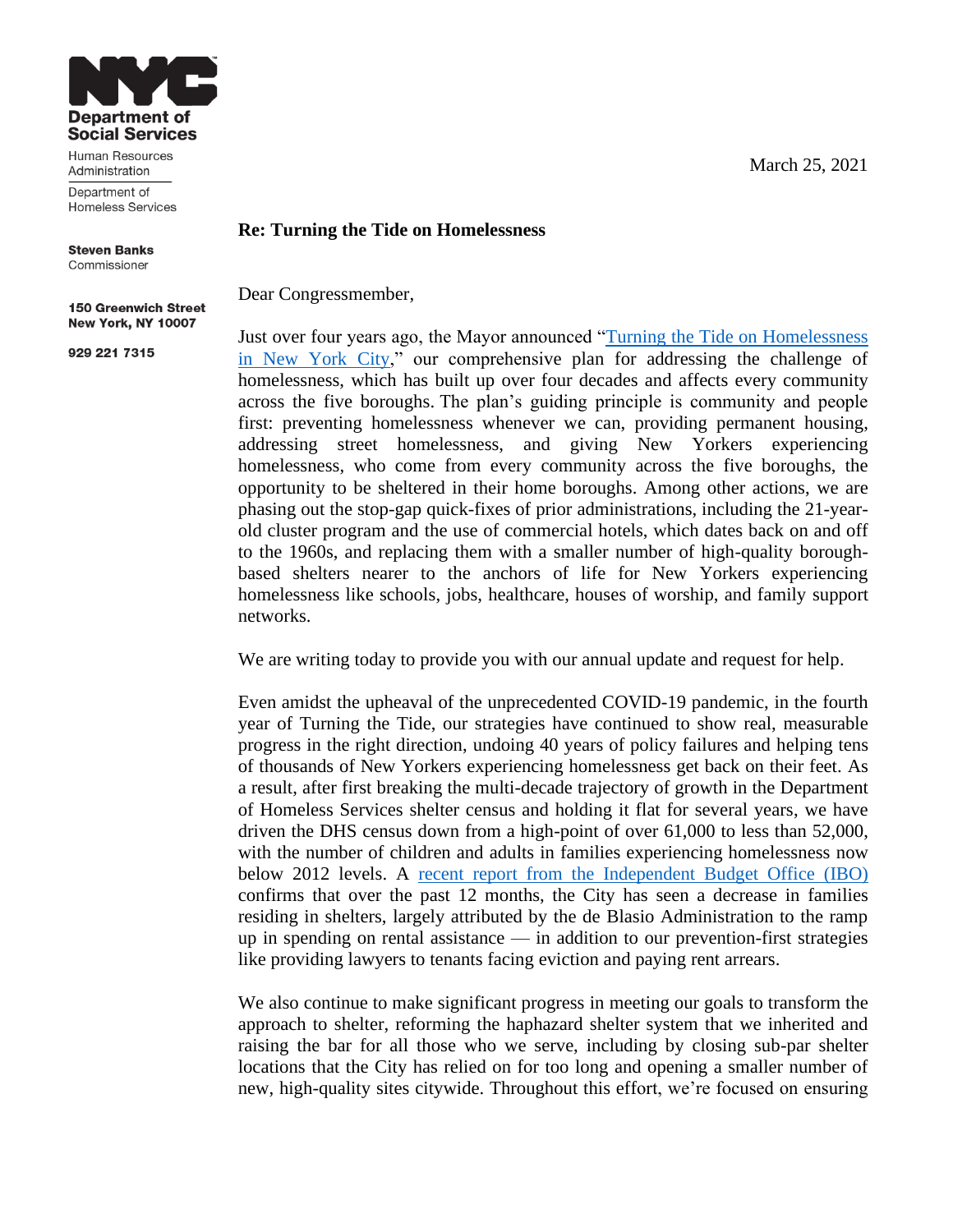**NYC Department of Social Services**

Human Resources Administration

Department of Homeless Services

**Steven Banks**
Commissioner

**150 Greenwich Street**
**New York, NY 10007**

**929 221 7315**

March 25, 2021

**Re: Turning the Tide on Homelessness**

Dear Congressmember,

Just over four years ago, the Mayor announced "[Turning the Tide on Homelessness in New York City](#)," our comprehensive plan for addressing the challenge of homelessness, which has built up over four decades and affects every community across the five boroughs. The plan's guiding principle is community and people first: preventing homelessness whenever we can, providing permanent housing, addressing street homelessness, and giving New Yorkers experiencing homelessness, who come from every community across the five boroughs, the opportunity to be sheltered in their home boroughs. Among other actions, we are phasing out the stop-gap quick-fixes of prior administrations, including the 21-year-old cluster program and the use of commercial hotels, which dates back on and off to the 1960s, and replacing them with a smaller number of high-quality borough-based shelters nearer to the anchors of life for New Yorkers experiencing homelessness like schools, jobs, healthcare, houses of worship, and family support networks.

We are writing today to provide you with our annual update and request for help.

Even amidst the upheaval of the unprecedented COVID-19 pandemic, in the fourth year of Turning the Tide, our strategies have continued to show real, measurable progress in the right direction, undoing 40 years of policy failures and helping tens of thousands of New Yorkers experiencing homelessness get back on their feet. As a result, after first breaking the multi-decade trajectory of growth in the Department of Homeless Services shelter census and holding it flat for several years, we have driven the DHS census down from a high-point of over 61,000 to less than 52,000, with the number of children and adults in families experiencing homelessness now below 2012 levels. A [recent report from the Independent Budget Office (IBO)](#) confirms that over the past 12 months, the City has seen a decrease in families residing in shelters, largely attributed by the de Blasio Administration to the ramp up in spending on rental assistance — in addition to our prevention-first strategies like providing lawyers to tenants facing eviction and paying rent arrears.

We also continue to make significant progress in meeting our goals to transform the approach to shelter, reforming the haphazard shelter system that we inherited and raising the bar for all those who we serve, including by closing sub-par shelter locations that the City has relied on for too long and opening a smaller number of new, high-quality sites citywide. Throughout this effort, we're focused on ensuring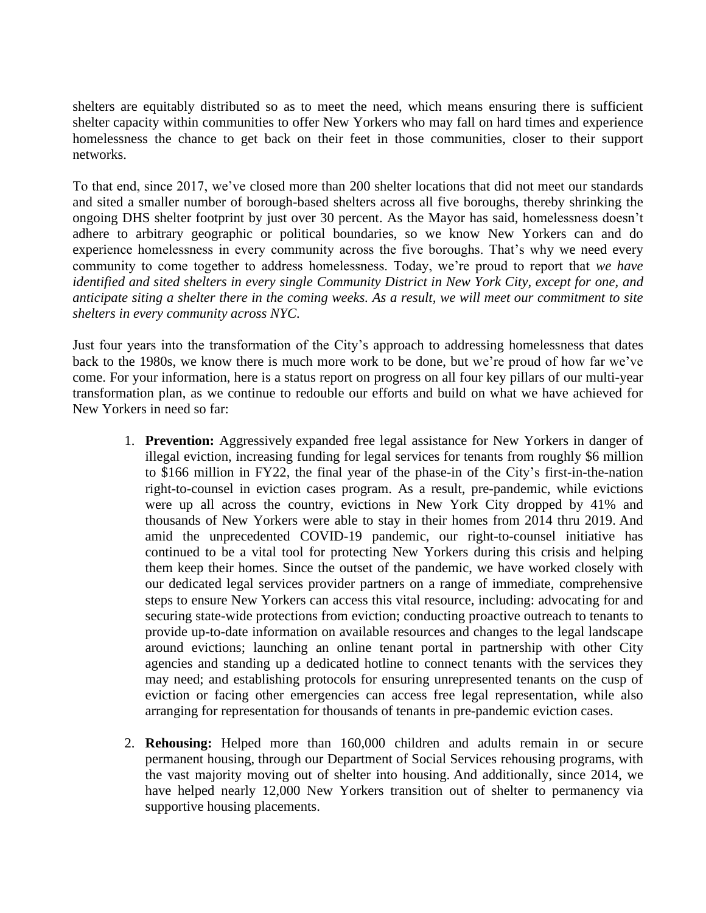shelters are equitably distributed so as to meet the need, which means ensuring there is sufficient shelter capacity within communities to offer New Yorkers who may fall on hard times and experience homelessness the chance to get back on their feet in those communities, closer to their support networks.

To that end, since 2017, we've closed more than 200 shelter locations that did not meet our standards and sited a smaller number of borough-based shelters across all five boroughs, thereby shrinking the ongoing DHS shelter footprint by just over 30 percent. As the Mayor has said, homelessness doesn't adhere to arbitrary geographic or political boundaries, so we know New Yorkers can and do experience homelessness in every community across the five boroughs. That's why we need every community to come together to address homelessness. Today, we're proud to report that *we have identified and sited shelters in every single Community District in New York City, except for one, and anticipate siting a shelter there in the coming weeks. As a result, we will meet our commitment to site shelters in every community across NYC.*

Just four years into the transformation of the City's approach to addressing homelessness that dates back to the 1980s, we know there is much more work to be done, but we're proud of how far we've come. For your information, here is a status report on progress on all four key pillars of our multi-year transformation plan, as we continue to redouble our efforts and build on what we have achieved for New Yorkers in need so far:

1. **Prevention:** Aggressively expanded free legal assistance for New Yorkers in danger of illegal eviction, increasing funding for legal services for tenants from roughly $6 million to $166 million in FY22, the final year of the phase-in of the City's first-in-the-nation right-to-counsel in eviction cases program. As a result, pre-pandemic, while evictions were up all across the country, evictions in New York City dropped by 41% and thousands of New Yorkers were able to stay in their homes from 2014 thru 2019. And amid the unprecedented COVID-19 pandemic, our right-to-counsel initiative has continued to be a vital tool for protecting New Yorkers during this crisis and helping them keep their homes. Since the outset of the pandemic, we have worked closely with our dedicated legal services provider partners on a range of immediate, comprehensive steps to ensure New Yorkers can access this vital resource, including: advocating for and securing state-wide protections from eviction; conducting proactive outreach to tenants to provide up-to-date information on available resources and changes to the legal landscape around evictions; launching an online tenant portal in partnership with other City agencies and standing up a dedicated hotline to connect tenants with the services they may need; and establishing protocols for ensuring unrepresented tenants on the cusp of eviction or facing other emergencies can access free legal representation, while also arranging for representation for thousands of tenants in pre-pandemic eviction cases.

2. **Rehousing:** Helped more than 160,000 children and adults remain in or secure permanent housing, through our Department of Social Services rehousing programs, with the vast majority moving out of shelter into housing. And additionally, since 2014, we have helped nearly 12,000 New Yorkers transition out of shelter to permanency via supportive housing placements.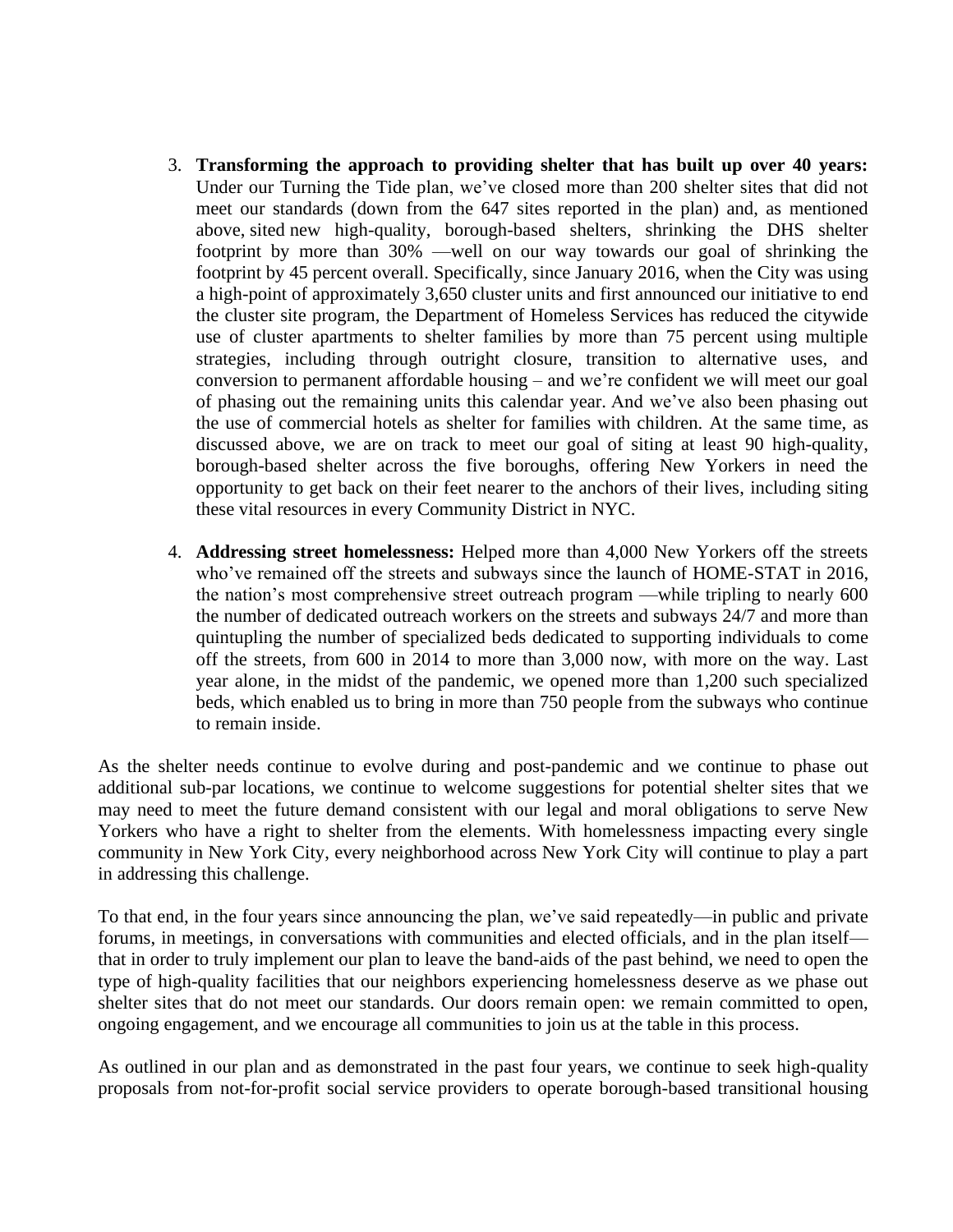3. **Transforming the approach to providing shelter that has built up over 40 years:** Under our Turning the Tide plan, we've closed more than 200 shelter sites that did not meet our standards (down from the 647 sites reported in the plan) and, as mentioned above, sited new high-quality, borough-based shelters, shrinking the DHS shelter footprint by more than 30% —well on our way towards our goal of shrinking the footprint by 45 percent overall. Specifically, since January 2016, when the City was using a high-point of approximately 3,650 cluster units and first announced our initiative to end the cluster site program, the Department of Homeless Services has reduced the citywide use of cluster apartments to shelter families by more than 75 percent using multiple strategies, including through outright closure, transition to alternative uses, and conversion to permanent affordable housing – and we're confident we will meet our goal of phasing out the remaining units this calendar year. And we've also been phasing out the use of commercial hotels as shelter for families with children. At the same time, as discussed above, we are on track to meet our goal of siting at least 90 high-quality, borough-based shelter across the five boroughs, offering New Yorkers in need the opportunity to get back on their feet nearer to the anchors of their lives, including siting these vital resources in every Community District in NYC.

4. **Addressing street homelessness:** Helped more than 4,000 New Yorkers off the streets who've remained off the streets and subways since the launch of HOME-STAT in 2016, the nation's most comprehensive street outreach program —while tripling to nearly 600 the number of dedicated outreach workers on the streets and subways 24/7 and more than quintupling the number of specialized beds dedicated to supporting individuals to come off the streets, from 600 in 2014 to more than 3,000 now, with more on the way. Last year alone, in the midst of the pandemic, we opened more than 1,200 such specialized beds, which enabled us to bring in more than 750 people from the subways who continue to remain inside.

As the shelter needs continue to evolve during and post-pandemic and we continue to phase out additional sub-par locations, we continue to welcome suggestions for potential shelter sites that we may need to meet the future demand consistent with our legal and moral obligations to serve New Yorkers who have a right to shelter from the elements. With homelessness impacting every single community in New York City, every neighborhood across New York City will continue to play a part in addressing this challenge.

To that end, in the four years since announcing the plan, we've said repeatedly—in public and private forums, in meetings, in conversations with communities and elected officials, and in the plan itself—that in order to truly implement our plan to leave the band-aids of the past behind, we need to open the type of high-quality facilities that our neighbors experiencing homelessness deserve as we phase out shelter sites that do not meet our standards. Our doors remain open: we remain committed to open, ongoing engagement, and we encourage all communities to join us at the table in this process.

As outlined in our plan and as demonstrated in the past four years, we continue to seek high-quality proposals from not-for-profit social service providers to operate borough-based transitional housing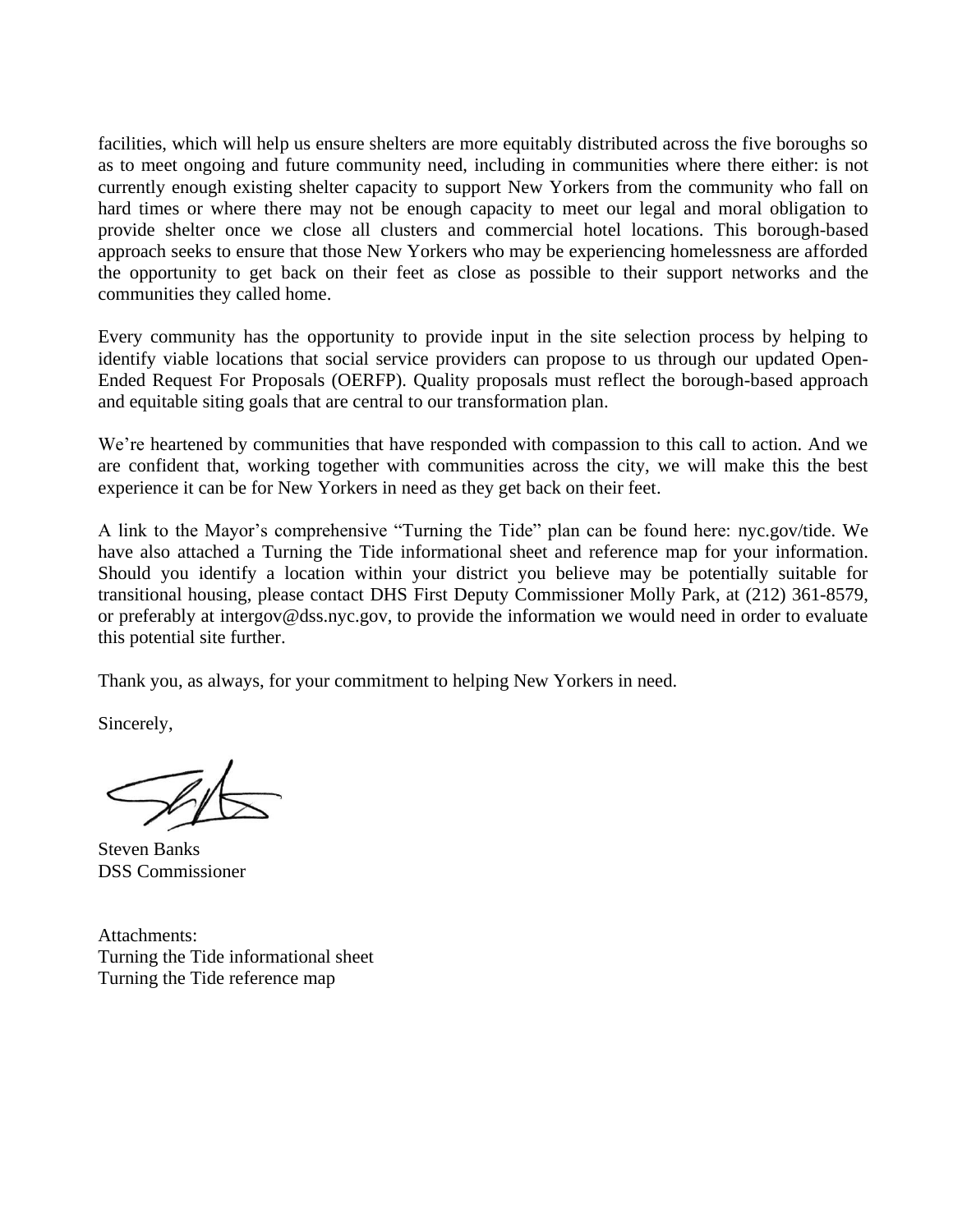facilities, which will help us ensure shelters are more equitably distributed across the five boroughs so as to meet ongoing and future community need, including in communities where there either: is not currently enough existing shelter capacity to support New Yorkers from the community who fall on hard times or where there may not be enough capacity to meet our legal and moral obligation to provide shelter once we close all clusters and commercial hotel locations. This borough-based approach seeks to ensure that those New Yorkers who may be experiencing homelessness are afforded the opportunity to get back on their feet as close as possible to their support networks and the communities they called home.

Every community has the opportunity to provide input in the site selection process by helping to identify viable locations that social service providers can propose to us through our updated Open-Ended Request For Proposals (OERFP). Quality proposals must reflect the borough-based approach and equitable siting goals that are central to our transformation plan.

We're heartened by communities that have responded with compassion to this call to action. And we are confident that, working together with communities across the city, we will make this the best experience it can be for New Yorkers in need as they get back on their feet.

A link to the Mayor's comprehensive "Turning the Tide" plan can be found here: nyc.gov/tide. We have also attached a Turning the Tide informational sheet and reference map for your information. Should you identify a location within your district you believe may be potentially suitable for transitional housing, please contact DHS First Deputy Commissioner Molly Park, at (212) 361-8579, or preferably at intergov@dss.nyc.gov, to provide the information we would need in order to evaluate this potential site further.

Thank you, as always, for your commitment to helping New Yorkers in need.

Sincerely,

Steven Banks
DSS Commissioner

Attachments:
Turning the Tide informational sheet
Turning the Tide reference map